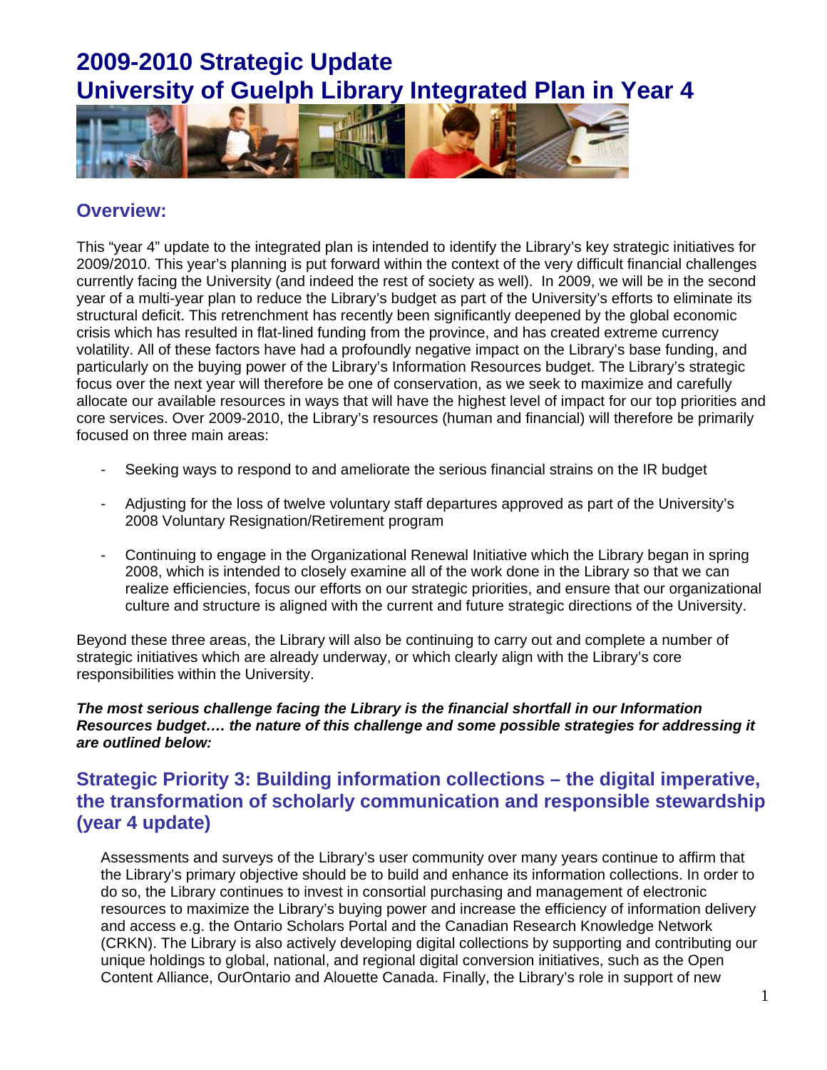# 2009-2010 Strategic Update
# University of Guelph Library Integrated Plan in Year 4

## Overview:

This "year 4" update to the integrated plan is intended to identify the Library's key strategic initiatives for 2009/2010. This year's planning is put forward within the context of the very difficult financial challenges currently facing the University (and indeed the rest of society as well). In 2009, we will be in the second year of a multi-year plan to reduce the Library's budget as part of the University's efforts to eliminate its structural deficit. This retrenchment has recently been significantly deepened by the global economic crisis which has resulted in flat-lined funding from the province, and has created extreme currency volatility. All of these factors have had a profoundly negative impact on the Library's base funding, and particularly on the buying power of the Library's Information Resources budget. The Library's strategic focus over the next year will therefore be one of conservation, as we seek to maximize and carefully allocate our available resources in ways that will have the highest level of impact for our top priorities and core services. Over 2009-2010, the Library's resources (human and financial) will therefore be primarily focused on three main areas:

- Seeking ways to respond to and ameliorate the serious financial strains on the IR budget
- Adjusting for the loss of twelve voluntary staff departures approved as part of the University's 2008 Voluntary Resignation/Retirement program
- Continuing to engage in the Organizational Renewal Initiative which the Library began in spring 2008, which is intended to closely examine all of the work done in the Library so that we can realize efficiencies, focus our efforts on our strategic priorities, and ensure that our organizational culture and structure is aligned with the current and future strategic directions of the University.

Beyond these three areas, the Library will also be continuing to carry out and complete a number of strategic initiatives which are already underway, or which clearly align with the Library's core responsibilities within the University.

***The most serious challenge facing the Library is the financial shortfall in our Information Resources budget…. the nature of this challenge and some possible strategies for addressing it are outlined below:***

## Strategic Priority 3: Building information collections – the digital imperative, the transformation of scholarly communication and responsible stewardship (year 4 update)

Assessments and surveys of the Library's user community over many years continue to affirm that the Library's primary objective should be to build and enhance its information collections. In order to do so, the Library continues to invest in consortial purchasing and management of electronic resources to maximize the Library's buying power and increase the efficiency of information delivery and access e.g. the Ontario Scholars Portal and the Canadian Research Knowledge Network (CRKN). The Library is also actively developing digital collections by supporting and contributing our unique holdings to global, national, and regional digital conversion initiatives, such as the Open Content Alliance, OurOntario and Alouette Canada. Finally, the Library's role in support of new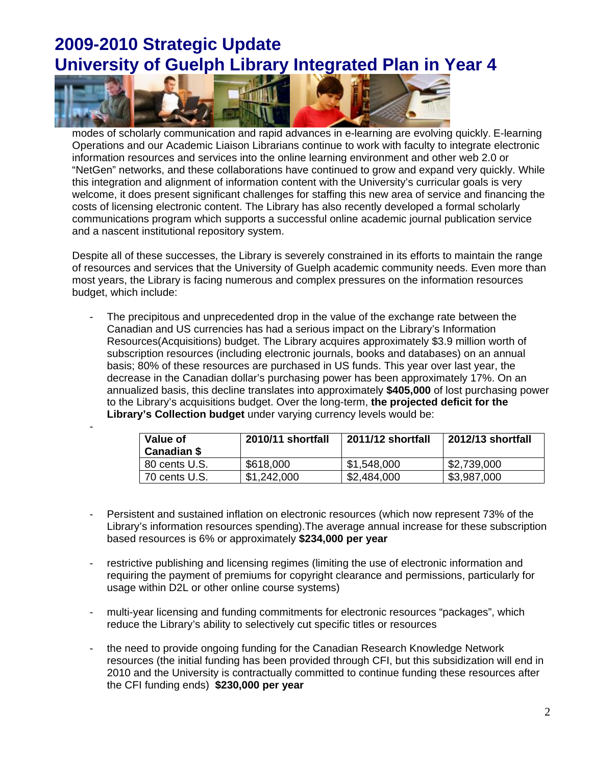# 2009-2010 Strategic Update
# University of Guelph Library Integrated Plan in Year 4

modes of scholarly communication and rapid advances in e-learning are evolving quickly. E-learning Operations and our Academic Liaison Librarians continue to work with faculty to integrate electronic information resources and services into the online learning environment and other web 2.0 or "NetGen" networks, and these collaborations have continued to grow and expand very quickly. While this integration and alignment of information content with the University's curricular goals is very welcome, it does present significant challenges for staffing this new area of service and financing the costs of licensing electronic content. The Library has also recently developed a formal scholarly communications program which supports a successful online academic journal publication service and a nascent institutional repository system.

Despite all of these successes, the Library is severely constrained in its efforts to maintain the range of resources and services that the University of Guelph academic community needs. Even more than most years, the Library is facing numerous and complex pressures on the information resources budget, which include:

- The precipitous and unprecedented drop in the value of the exchange rate between the Canadian and US currencies has had a serious impact on the Library's Information Resources(Acquisitions) budget. The Library acquires approximately $3.9 million worth of subscription resources (including electronic journals, books and databases) on an annual basis; 80% of these resources are purchased in US funds. This year over last year, the decrease in the Canadian dollar's purchasing power has been approximately 17%. On an annualized basis, this decline translates into approximately **$405,000** of lost purchasing power to the Library's acquisitions budget. Over the long-term, **the projected deficit for the Library's Collection budget** under varying currency levels would be:
-

| Value of Canadian $ | 2010/11 shortfall | 2011/12 shortfall | 2012/13 shortfall |
|---|---|---|---|
| 80 cents U.S. | $618,000 | $1,548,000 | $2,739,000 |
| 70 cents U.S. | $1,242,000 | $2,484,000 | $3,987,000 |

- Persistent and sustained inflation on electronic resources (which now represent 73% of the Library's information resources spending).The average annual increase for these subscription based resources is 6% or approximately **$234,000 per year**

- restrictive publishing and licensing regimes (limiting the use of electronic information and requiring the payment of premiums for copyright clearance and permissions, particularly for usage within D2L or other online course systems)

- multi-year licensing and funding commitments for electronic resources "packages", which reduce the Library's ability to selectively cut specific titles or resources

- the need to provide ongoing funding for the Canadian Research Knowledge Network resources (the initial funding has been provided through CFI, but this subsidization will end in 2010 and the University is contractually committed to continue funding these resources after the CFI funding ends) **$230,000 per year**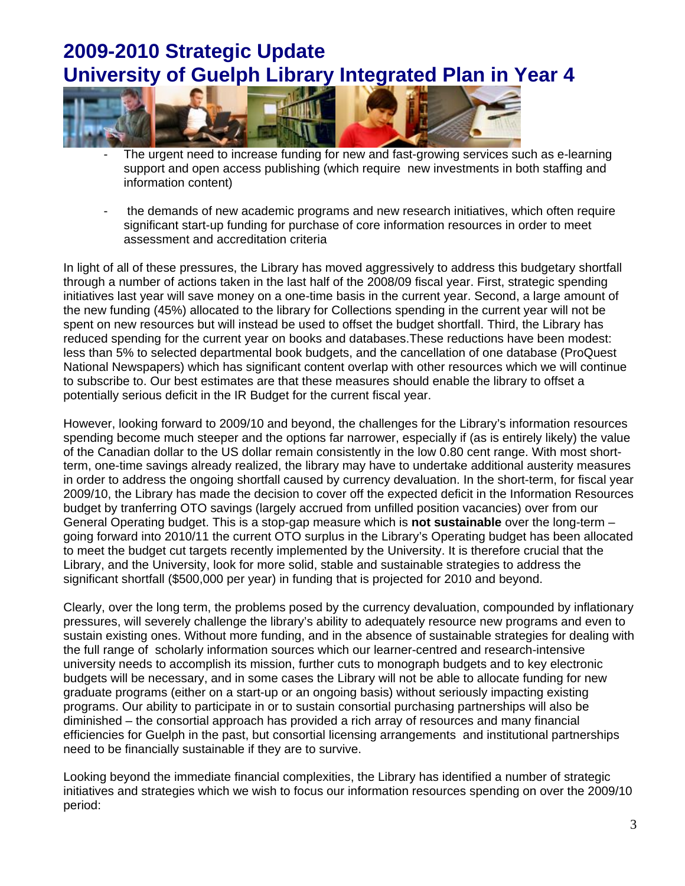# 2009-2010 Strategic Update
# University of Guelph Library Integrated Plan in Year 4

- The urgent need to increase funding for new and fast-growing services such as e-learning support and open access publishing (which require new investments in both staffing and information content)

- the demands of new academic programs and new research initiatives, which often require significant start-up funding for purchase of core information resources in order to meet assessment and accreditation criteria

In light of all of these pressures, the Library has moved aggressively to address this budgetary shortfall through a number of actions taken in the last half of the 2008/09 fiscal year. First, strategic spending initiatives last year will save money on a one-time basis in the current year. Second, a large amount of the new funding (45%) allocated to the library for Collections spending in the current year will not be spent on new resources but will instead be used to offset the budget shortfall. Third, the Library has reduced spending for the current year on books and databases.These reductions have been modest: less than 5% to selected departmental book budgets, and the cancellation of one database (ProQuest National Newspapers) which has significant content overlap with other resources which we will continue to subscribe to. Our best estimates are that these measures should enable the library to offset a potentially serious deficit in the IR Budget for the current fiscal year.

However, looking forward to 2009/10 and beyond, the challenges for the Library's information resources spending become much steeper and the options far narrower, especially if (as is entirely likely) the value of the Canadian dollar to the US dollar remain consistently in the low 0.80 cent range. With most short-term, one-time savings already realized, the library may have to undertake additional austerity measures in order to address the ongoing shortfall caused by currency devaluation. In the short-term, for fiscal year 2009/10, the Library has made the decision to cover off the expected deficit in the Information Resources budget by tranferring OTO savings (largely accrued from unfilled position vacancies) over from our General Operating budget. This is a stop-gap measure which is **not sustainable** over the long-term – going forward into 2010/11 the current OTO surplus in the Library's Operating budget has been allocated to meet the budget cut targets recently implemented by the University. It is therefore crucial that the Library, and the University, look for more solid, stable and sustainable strategies to address the significant shortfall ($500,000 per year) in funding that is projected for 2010 and beyond.

Clearly, over the long term, the problems posed by the currency devaluation, compounded by inflationary pressures, will severely challenge the library's ability to adequately resource new programs and even to sustain existing ones. Without more funding, and in the absence of sustainable strategies for dealing with the full range of scholarly information sources which our learner-centred and research-intensive university needs to accomplish its mission, further cuts to monograph budgets and to key electronic budgets will be necessary, and in some cases the Library will not be able to allocate funding for new graduate programs (either on a start-up or an ongoing basis) without seriously impacting existing programs. Our ability to participate in or to sustain consortial purchasing partnerships will also be diminished – the consortial approach has provided a rich array of resources and many financial efficiencies for Guelph in the past, but consortial licensing arrangements and institutional partnerships need to be financially sustainable if they are to survive.

Looking beyond the immediate financial complexities, the Library has identified a number of strategic initiatives and strategies which we wish to focus our information resources spending on over the 2009/10 period: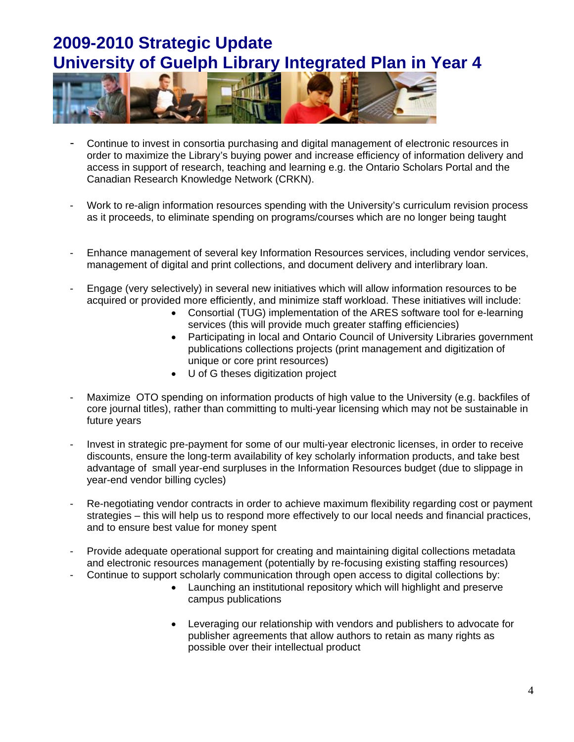# 2009-2010 Strategic Update
# University of Guelph Library Integrated Plan in Year 4

- Continue to invest in consortia purchasing and digital management of electronic resources in order to maximize the Library's buying power and increase efficiency of information delivery and access in support of research, teaching and learning e.g. the Ontario Scholars Portal and the Canadian Research Knowledge Network (CRKN).

- Work to re-align information resources spending with the University's curriculum revision process as it proceeds, to eliminate spending on programs/courses which are no longer being taught

- Enhance management of several key Information Resources services, including vendor services, management of digital and print collections, and document delivery and interlibrary loan.

- Engage (very selectively) in several new initiatives which will allow information resources to be acquired or provided more efficiently, and minimize staff workload. These initiatives will include:
  - Consortial (TUG) implementation of the ARES software tool for e-learning services (this will provide much greater staffing efficiencies)
  - Participating in local and Ontario Council of University Libraries government publications collections projects (print management and digitization of unique or core print resources)
  - U of G theses digitization project

- Maximize OTO spending on information products of high value to the University (e.g. backfiles of core journal titles), rather than committing to multi-year licensing which may not be sustainable in future years

- Invest in strategic pre-payment for some of our multi-year electronic licenses, in order to receive discounts, ensure the long-term availability of key scholarly information products, and take best advantage of small year-end surpluses in the Information Resources budget (due to slippage in year-end vendor billing cycles)

- Re-negotiating vendor contracts in order to achieve maximum flexibility regarding cost or payment strategies – this will help us to respond more effectively to our local needs and financial practices, and to ensure best value for money spent

- Provide adequate operational support for creating and maintaining digital collections metadata and electronic resources management (potentially by re-focusing existing staffing resources)
- Continue to support scholarly communication through open access to digital collections by:
  - Launching an institutional repository which will highlight and preserve campus publications
  - Leveraging our relationship with vendors and publishers to advocate for publisher agreements that allow authors to retain as many rights as possible over their intellectual product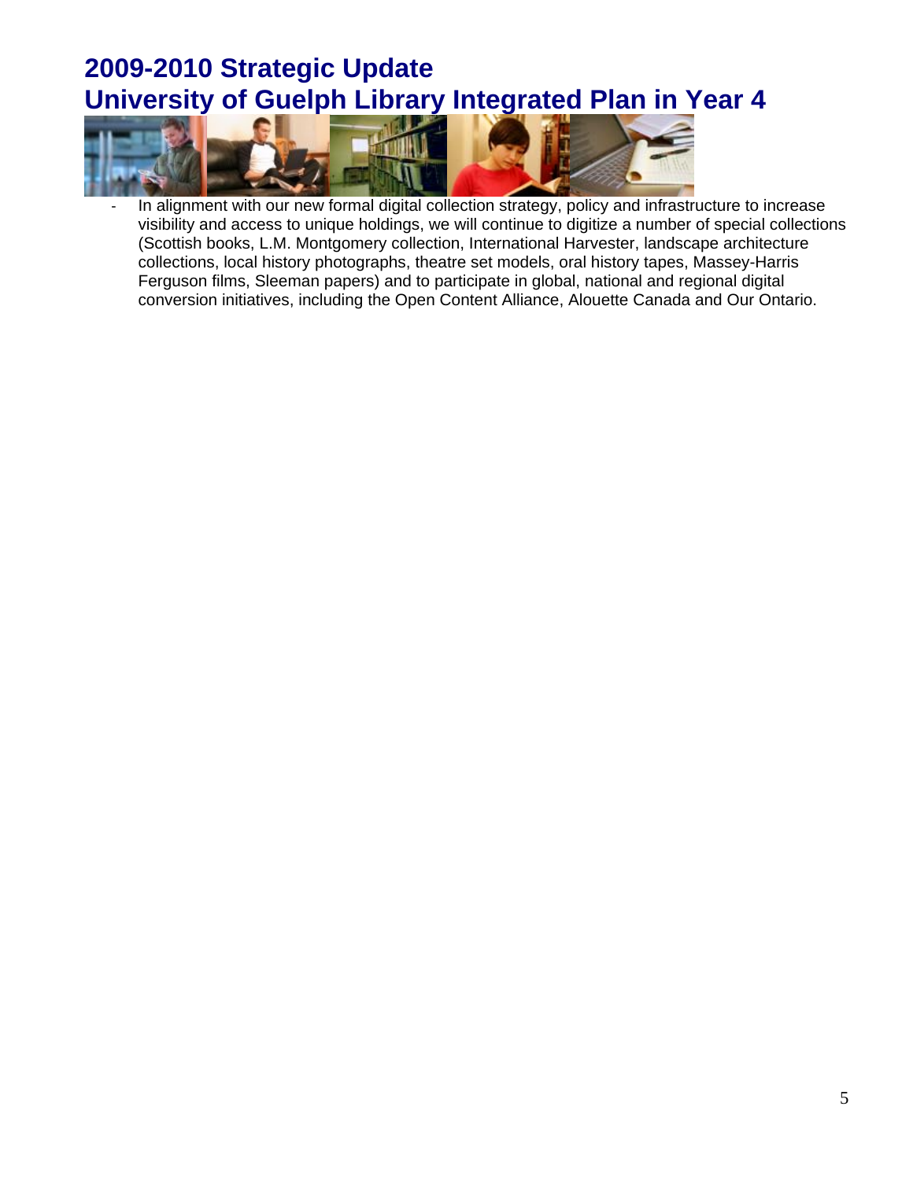# 2009-2010 Strategic Update
# University of Guelph Library Integrated Plan in Year 4

- In alignment with our new formal digital collection strategy, policy and infrastructure to increase visibility and access to unique holdings, we will continue to digitize a number of special collections (Scottish books, L.M. Montgomery collection, International Harvester, landscape architecture collections, local history photographs, theatre set models, oral history tapes, Massey-Harris Ferguson films, Sleeman papers) and to participate in global, national and regional digital conversion initiatives, including the Open Content Alliance, Alouette Canada and Our Ontario.